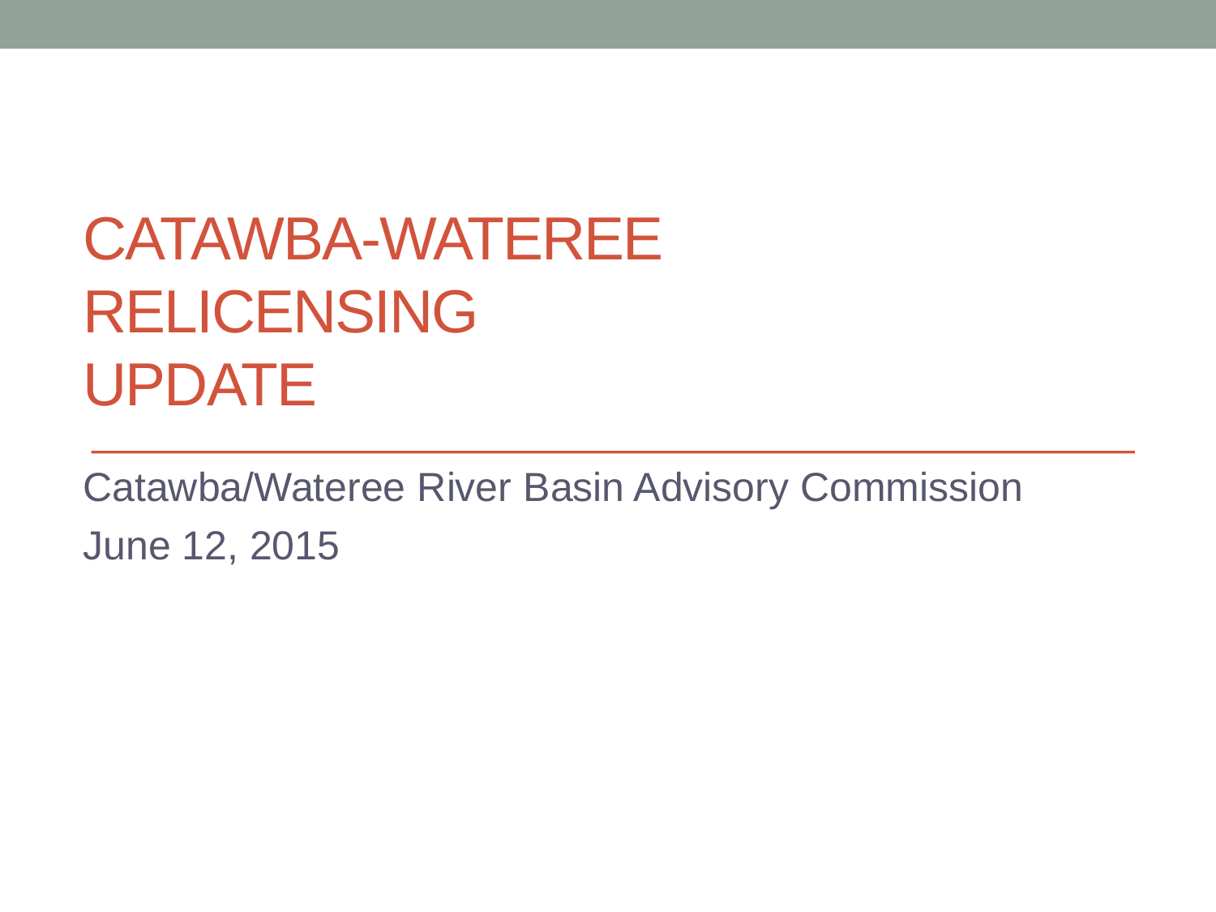# CATAWBA-WATEREE RELICENSING UPDATE

Catawba/Wateree River Basin Advisory Commission

June 12, 2015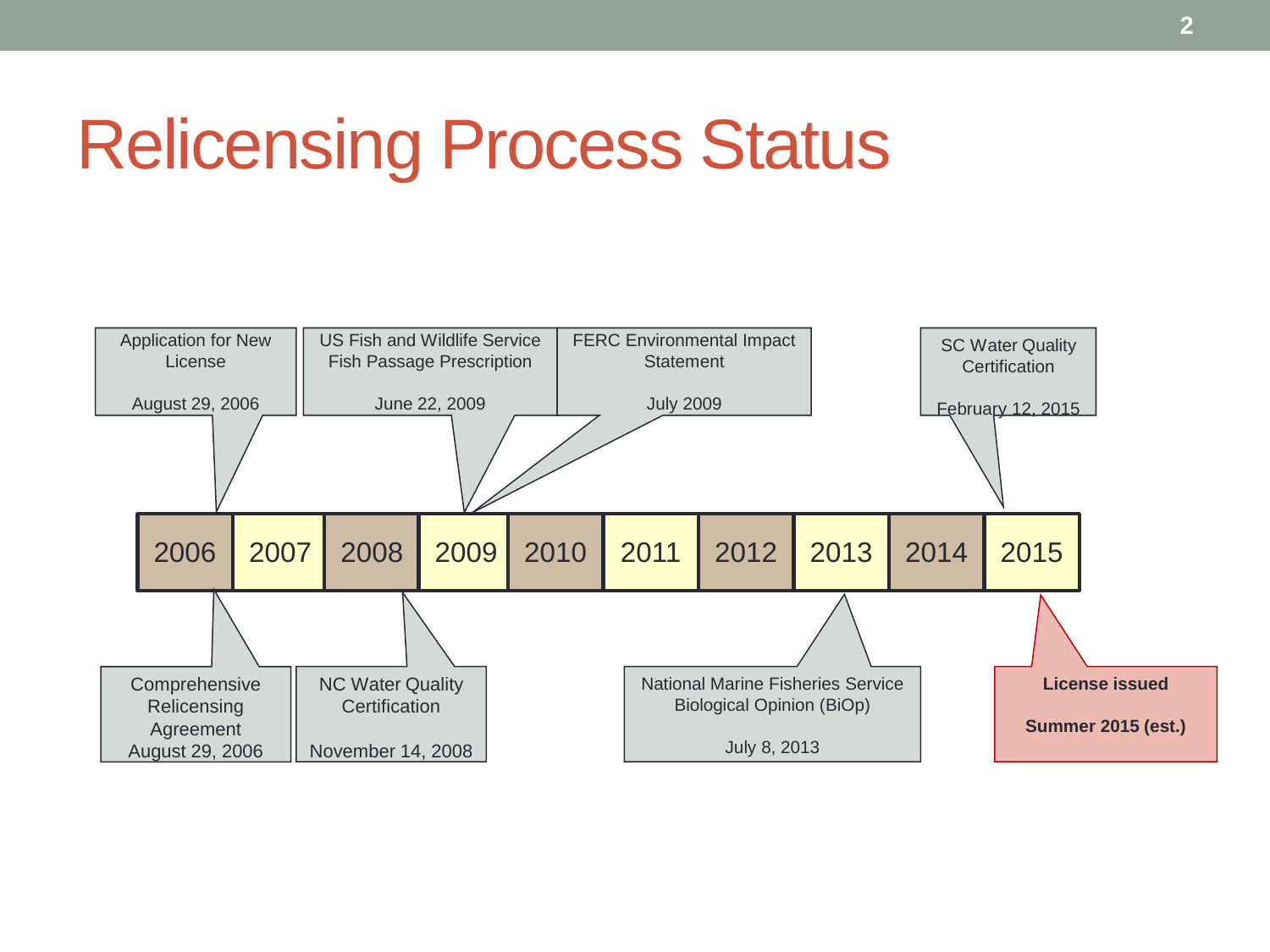# Relicensing Process Status

| 2006 | 2007 | 2008 | 2009 | 2010 | 2011 | 2012 | 2013 | 2014 | 2015 |
|---|---|---|---|---|---|---|---|---|---|

Application for New License

August 29, 2006

US Fish and Wildlife Service Fish Passage Prescription

June 22, 2009

FERC Environmental Impact Statement

July 2009

SC Water Quality Certification

February 12, 2015

Comprehensive Relicensing Agreement
August 29, 2006

NC Water Quality Certification

November 14, 2008

National Marine Fisheries Service Biological Opinion (BiOp)

July 8, 2013

**License issued**

**Summer 2015 (est.)**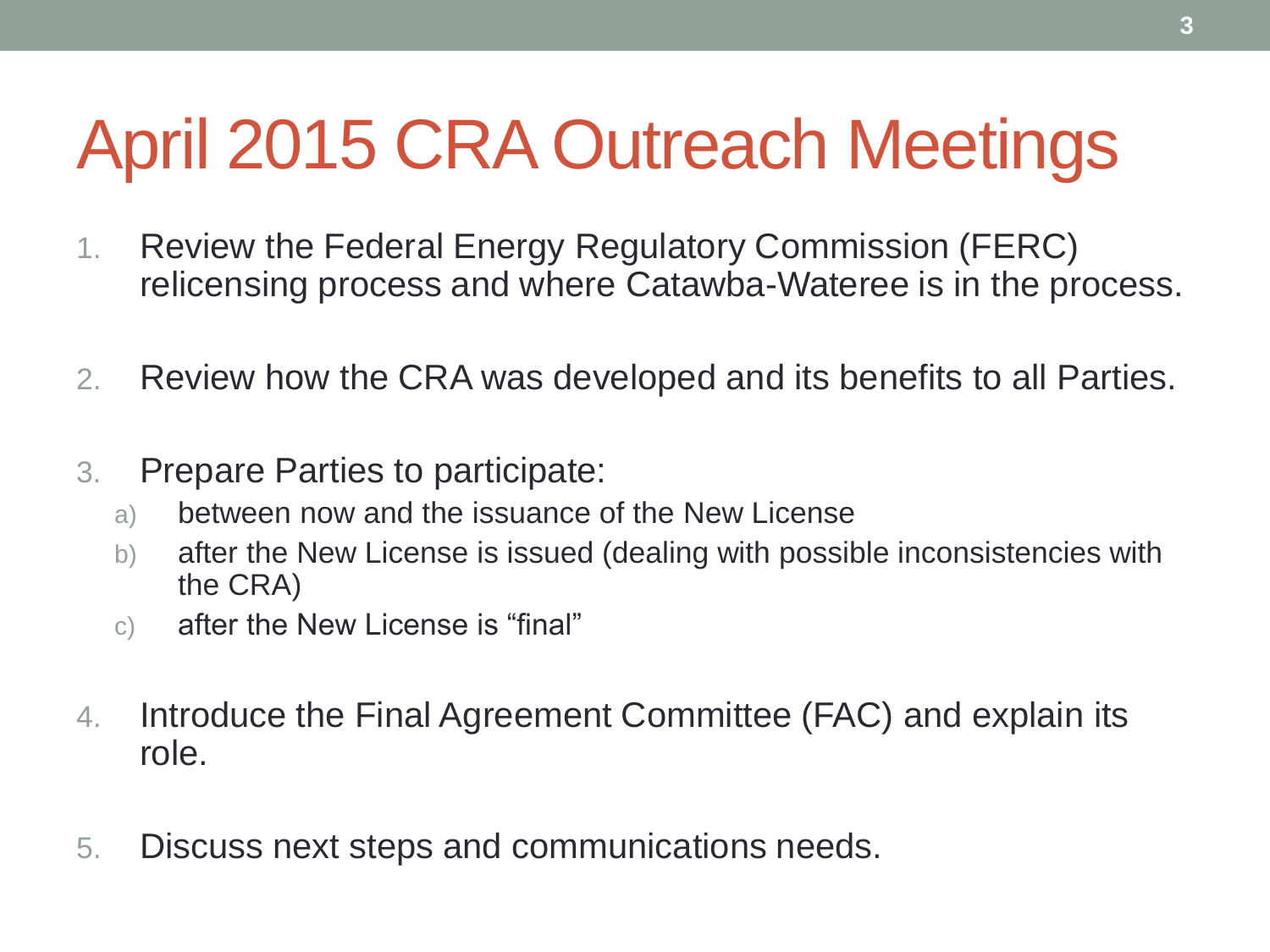# April 2015 CRA Outreach Meetings

1. Review the Federal Energy Regulatory Commission (FERC) relicensing process and where Catawba-Wateree is in the process.

2. Review how the CRA was developed and its benefits to all Parties.

3. Prepare Parties to participate:
   a) between now and the issuance of the New License
   b) after the New License is issued (dealing with possible inconsistencies with the CRA)
   c) after the New License is "final"

4. Introduce the Final Agreement Committee (FAC) and explain its role.

5. Discuss next steps and communications needs.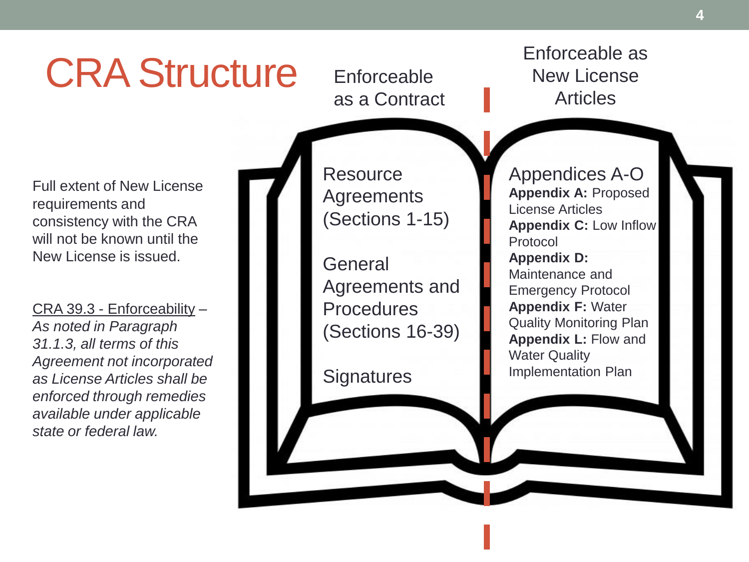# CRA Structure

Full extent of New License requirements and consistency with the CRA will not be known until the New License is issued.

CRA 39.3 - Enforceability – *As noted in Paragraph 31.1.3, all terms of this Agreement not incorporated as License Articles shall be enforced through remedies available under applicable state or federal law.*

## Enforceable as a Contract

Resource Agreements (Sections 1-15)

General Agreements and Procedures (Sections 16-39)

Signatures

## Enforceable as New License Articles

Appendices A-O

**Appendix A:** Proposed License Articles

**Appendix C:** Low Inflow Protocol

**Appendix D:** Maintenance and Emergency Protocol

**Appendix F:** Water Quality Monitoring Plan

**Appendix L:** Flow and Water Quality Implementation Plan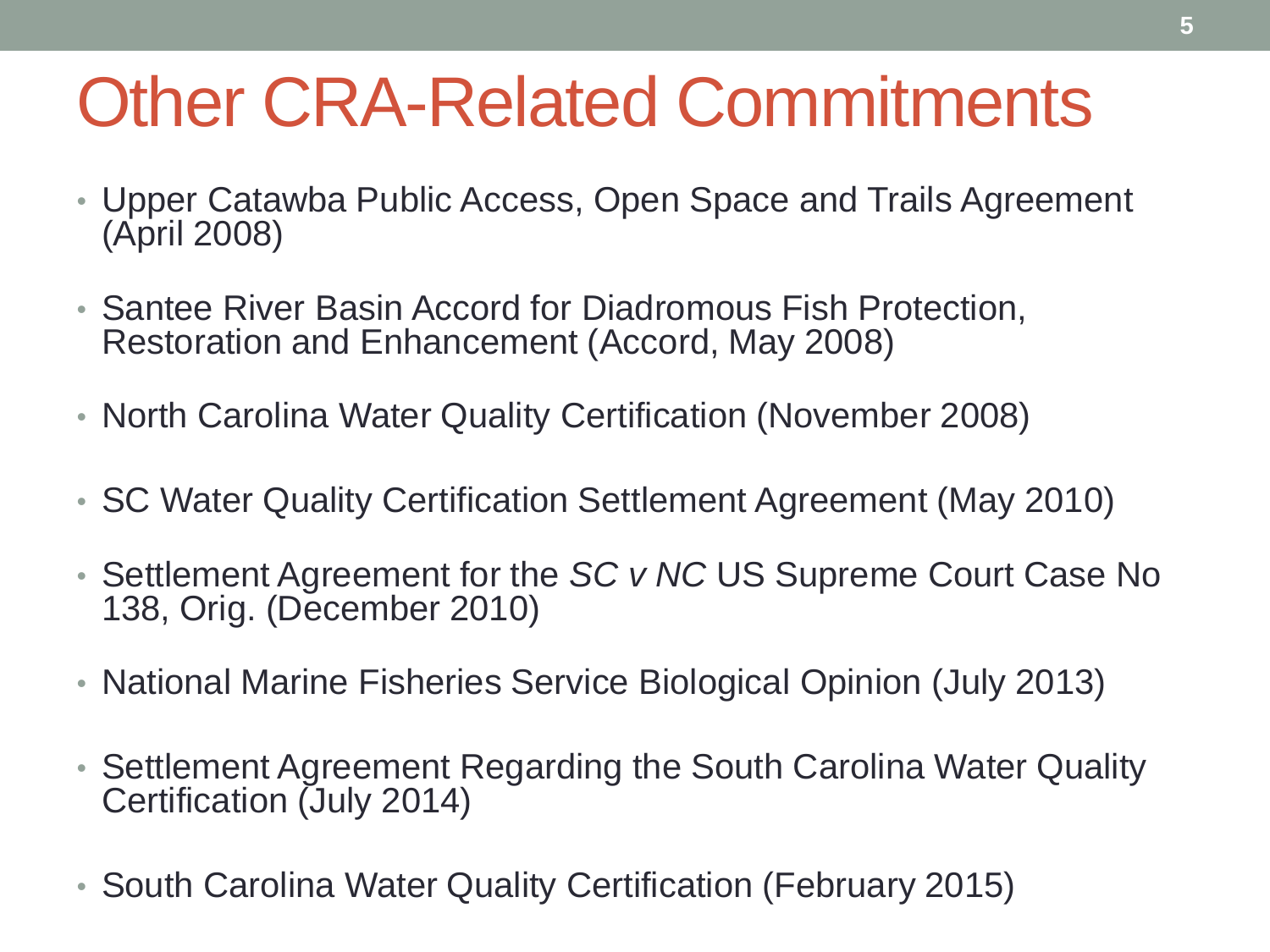# Other CRA-Related Commitments

- Upper Catawba Public Access, Open Space and Trails Agreement (April 2008)
- Santee River Basin Accord for Diadromous Fish Protection, Restoration and Enhancement (Accord, May 2008)
- North Carolina Water Quality Certification (November 2008)
- SC Water Quality Certification Settlement Agreement (May 2010)
- Settlement Agreement for the *SC v NC* US Supreme Court Case No 138, Orig. (December 2010)
- National Marine Fisheries Service Biological Opinion (July 2013)
- Settlement Agreement Regarding the South Carolina Water Quality Certification (July 2014)
- South Carolina Water Quality Certification (February 2015)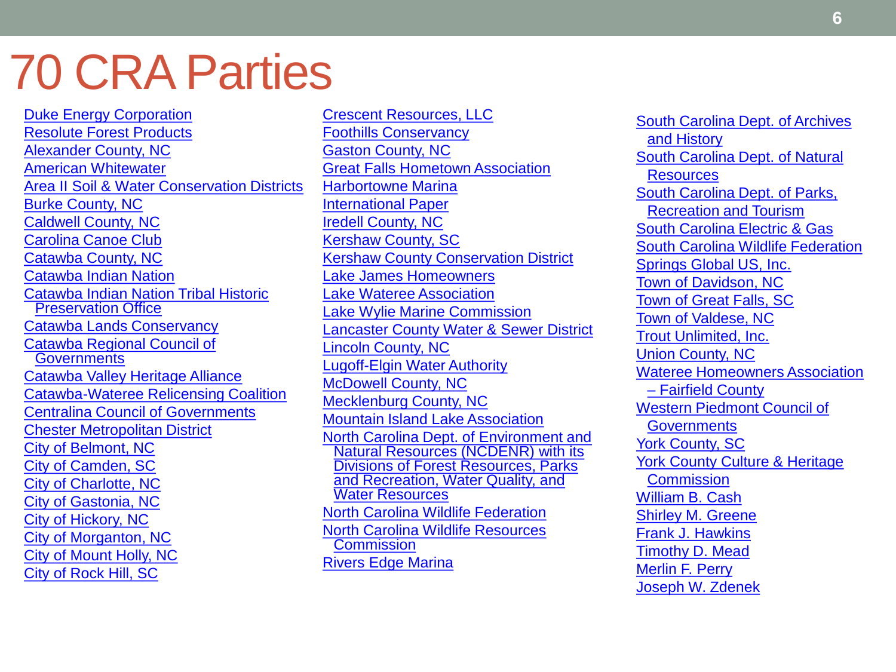# 70 CRA Parties

- Duke Energy Corporation
- Resolute Forest Products
- Alexander County, NC
- American Whitewater
- Area II Soil & Water Conservation Districts
- Burke County, NC
- Caldwell County, NC
- Carolina Canoe Club
- Catawba County, NC
- Catawba Indian Nation
- Catawba Indian Nation Tribal Historic Preservation Office
- Catawba Lands Conservancy
- Catawba Regional Council of Governments
- Catawba Valley Heritage Alliance
- Catawba-Wateree Relicensing Coalition
- Centralina Council of Governments
- Chester Metropolitan District
- City of Belmont, NC
- City of Camden, SC
- City of Charlotte, NC
- City of Gastonia, NC
- City of Hickory, NC
- City of Morganton, NC
- City of Mount Holly, NC
- City of Rock Hill, SC
- Crescent Resources, LLC
- Foothills Conservancy
- Gaston County, NC
- Great Falls Hometown Association
- Harbortowne Marina
- International Paper
- Iredell County, NC
- Kershaw County, SC
- Kershaw County Conservation District
- Lake James Homeowners
- Lake Wateree Association
- Lake Wylie Marine Commission
- Lancaster County Water & Sewer District
- Lincoln County, NC
- Lugoff-Elgin Water Authority
- McDowell County, NC
- Mecklenburg County, NC
- Mountain Island Lake Association
- North Carolina Dept. of Environment and Natural Resources (NCDENR) with its Divisions of Forest Resources, Parks and Recreation, Water Quality, and Water Resources
- North Carolina Wildlife Federation
- North Carolina Wildlife Resources Commission
- Rivers Edge Marina
- South Carolina Dept. of Archives and History
- South Carolina Dept. of Natural Resources
- South Carolina Dept. of Parks, Recreation and Tourism
- South Carolina Electric & Gas
- South Carolina Wildlife Federation
- Springs Global US, Inc.
- Town of Davidson, NC
- Town of Great Falls, SC
- Town of Valdese, NC
- Trout Unlimited, Inc.
- Union County, NC
- Wateree Homeowners Association – Fairfield County
- Western Piedmont Council of Governments
- York County, SC
- York County Culture & Heritage Commission
- William B. Cash
- Shirley M. Greene
- Frank J. Hawkins
- Timothy D. Mead
- Merlin F. Perry
- Joseph W. Zdenek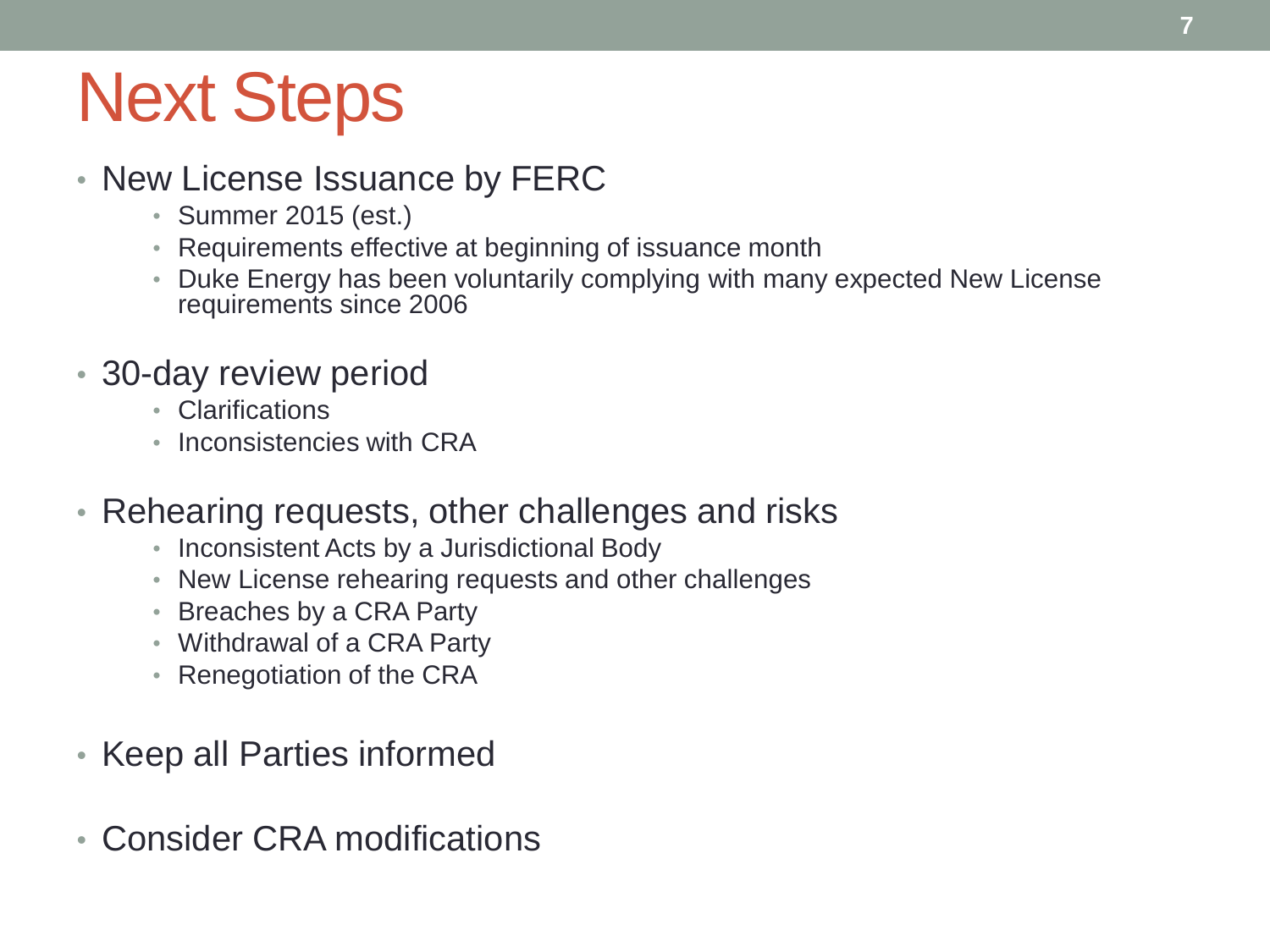# Next Steps

- New License Issuance by FERC
  - Summer 2015 (est.)
  - Requirements effective at beginning of issuance month
  - Duke Energy has been voluntarily complying with many expected New License requirements since 2006
- 30-day review period
  - Clarifications
  - Inconsistencies with CRA
- Rehearing requests, other challenges and risks
  - Inconsistent Acts by a Jurisdictional Body
  - New License rehearing requests and other challenges
  - Breaches by a CRA Party
  - Withdrawal of a CRA Party
  - Renegotiation of the CRA
- Keep all Parties informed
- Consider CRA modifications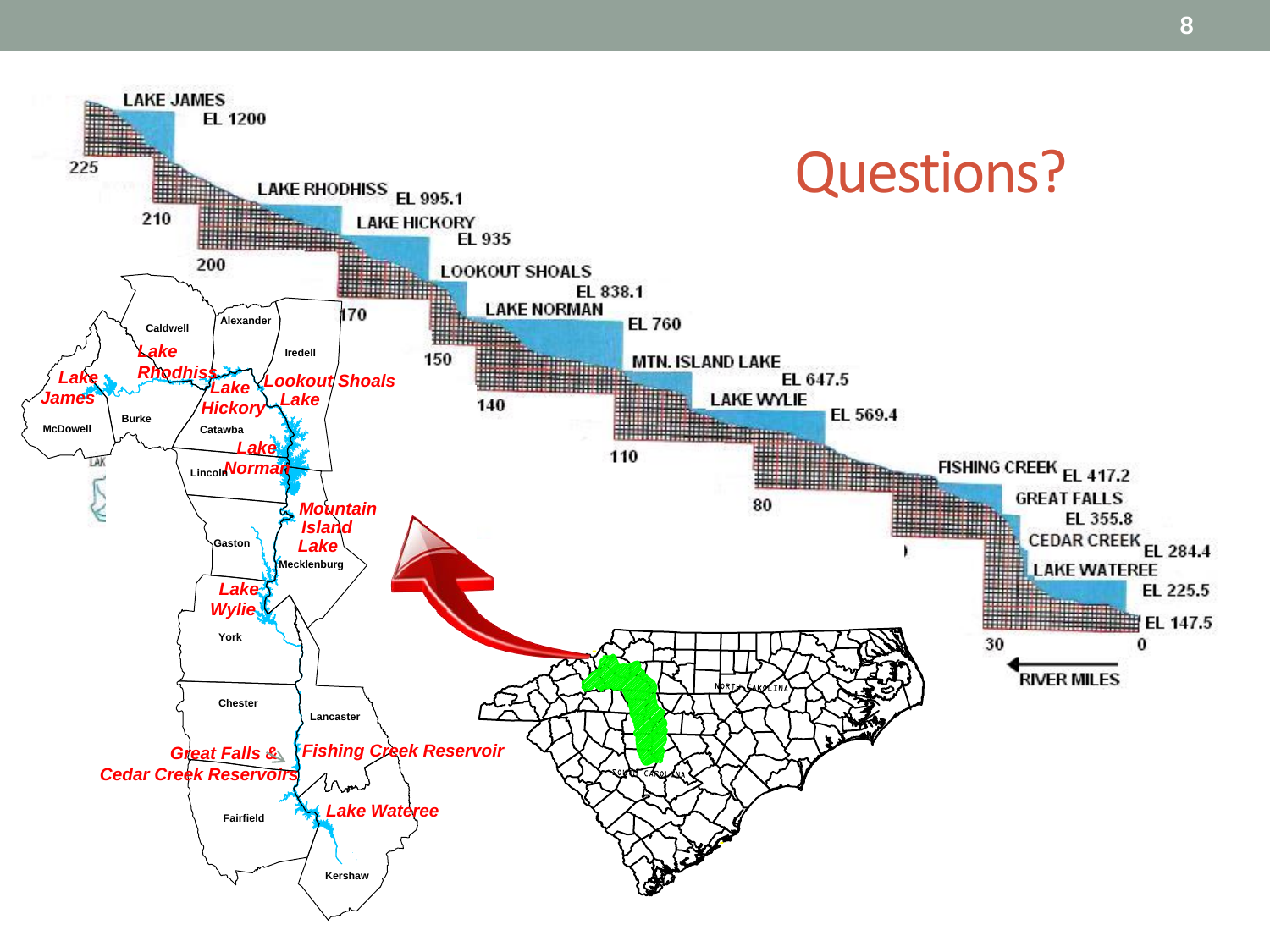# Questions?

LAKE JAMES EL 1200

LAKE RHODHISS EL 995.1

LAKE HICKORY EL 935

LOOKOUT SHOALS EL 838.1

LAKE NORMAN EL 760

MTN. ISLAND LAKE EL 647.5

LAKE WYLIE EL 569.4

FISHING CREEK EL 417.2

GREAT FALLS EL 355.8

CEDAR CREEK EL 284.4

LAKE WATEREE EL 225.5

EL 147.5

225, 210, 200, 170, 150, 140, 110, 80, 30, 0

RIVER MILES

Caldwell, Alexander, Iredell, McDowell, Burke, Catawba, Lincoln, Gaston, Mecklenburg, York, Chester, Lancaster, Fairfield, Kershaw

*Lake James*, *Lake Rhodhiss*, *Lake Hickory*, *Lookout Shoals Lake*, *Lake Norman*, *Mountain Island Lake*, *Lake Wylie*, *Great Falls & Cedar Creek Reservoirs*, *Fishing Creek Reservoir*, *Lake Wateree*

NORTH CAROLINA

SOUTH CAROLINA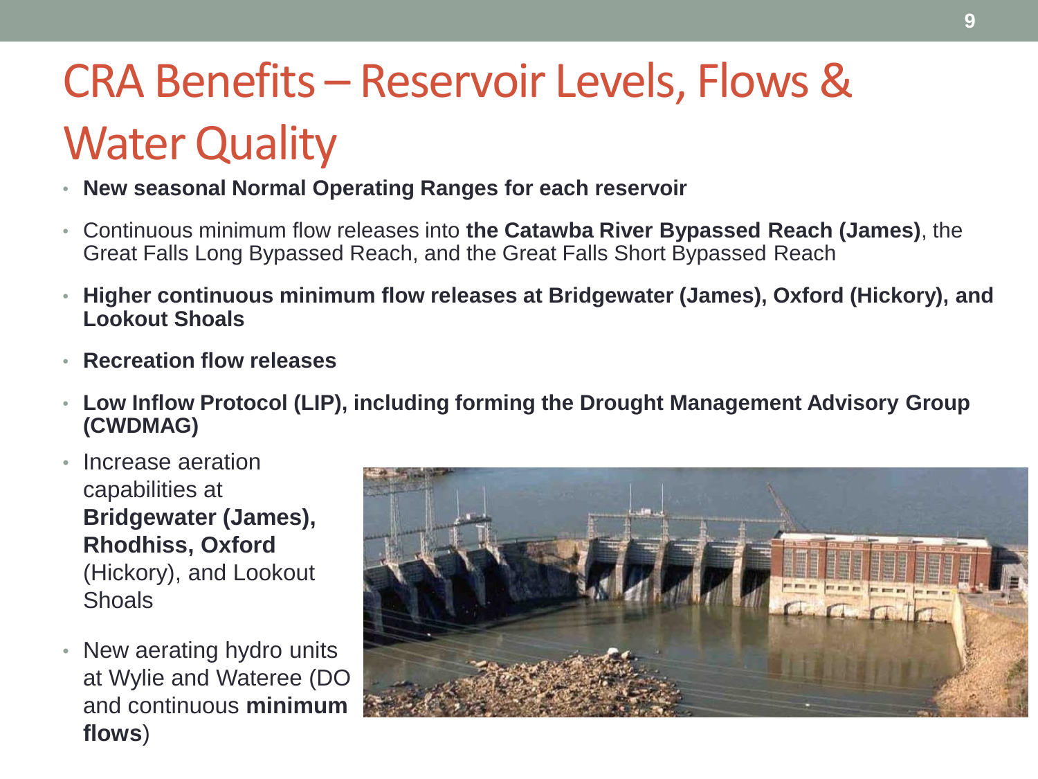# CRA Benefits – Reservoir Levels, Flows & Water Quality

- **New seasonal Normal Operating Ranges for each reservoir**
- Continuous minimum flow releases into **the Catawba River Bypassed Reach (James)**, the Great Falls Long Bypassed Reach, and the Great Falls Short Bypassed Reach
- **Higher continuous minimum flow releases at Bridgewater (James), Oxford (Hickory), and Lookout Shoals**
- **Recreation flow releases**
- **Low Inflow Protocol (LIP), including forming the Drought Management Advisory Group (CWDMAG)**
- Increase aeration capabilities at **Bridgewater (James), Rhodhiss, Oxford** (Hickory), and Lookout Shoals
- New aerating hydro units at Wylie and Wateree (DO and continuous **minimum flows**)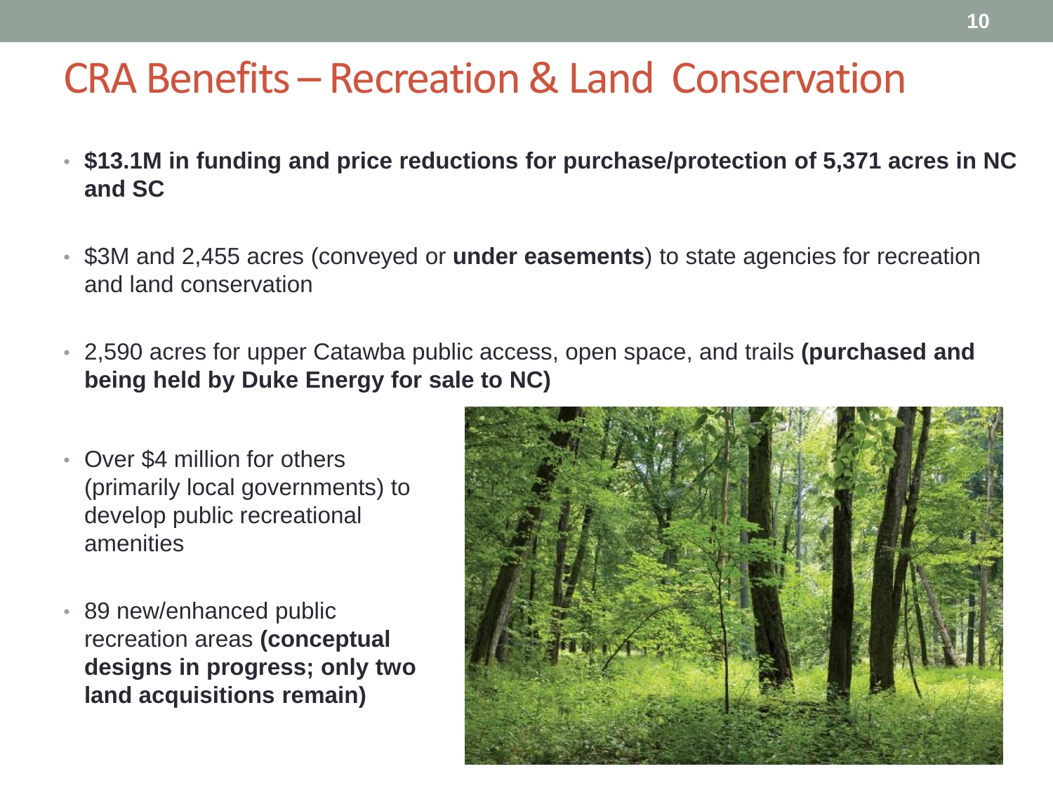# CRA Benefits – Recreation & Land Conservation

- **$13.1M in funding and price reductions for purchase/protection of 5,371 acres in NC and SC**
- $3M and 2,455 acres (conveyed or **under easements**) to state agencies for recreation and land conservation
- 2,590 acres for upper Catawba public access, open space, and trails **(purchased and being held by Duke Energy for sale to NC)**
- Over $4 million for others (primarily local governments) to develop public recreational amenities
- 89 new/enhanced public recreation areas **(conceptual designs in progress; only two land acquisitions remain)**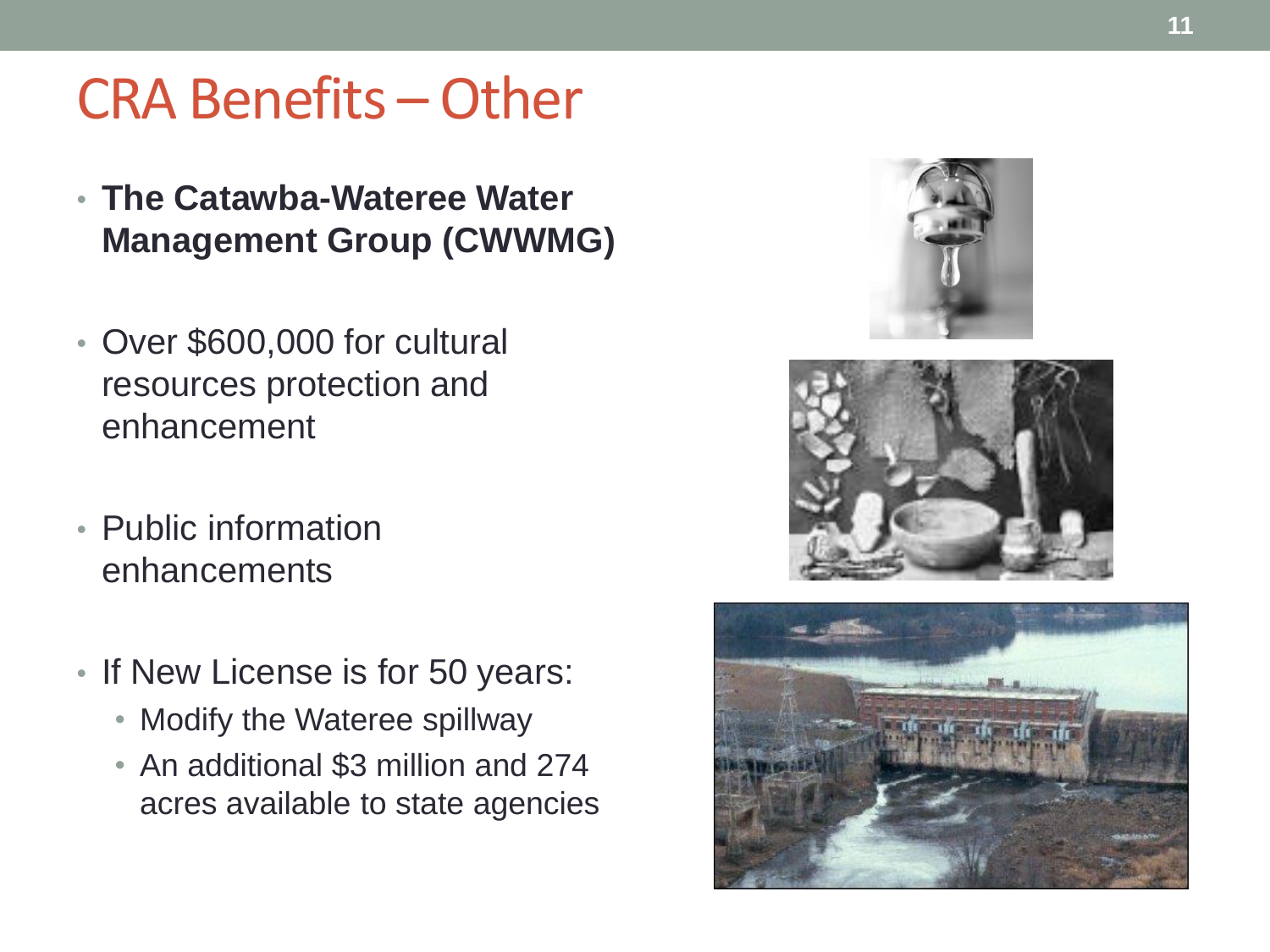# CRA Benefits – Other

- **The Catawba-Wateree Water Management Group (CWWMG)**
- Over $600,000 for cultural resources protection and enhancement
- Public information enhancements
- If New License is for 50 years:
  - Modify the Wateree spillway
  - An additional $3 million and 274 acres available to state agencies